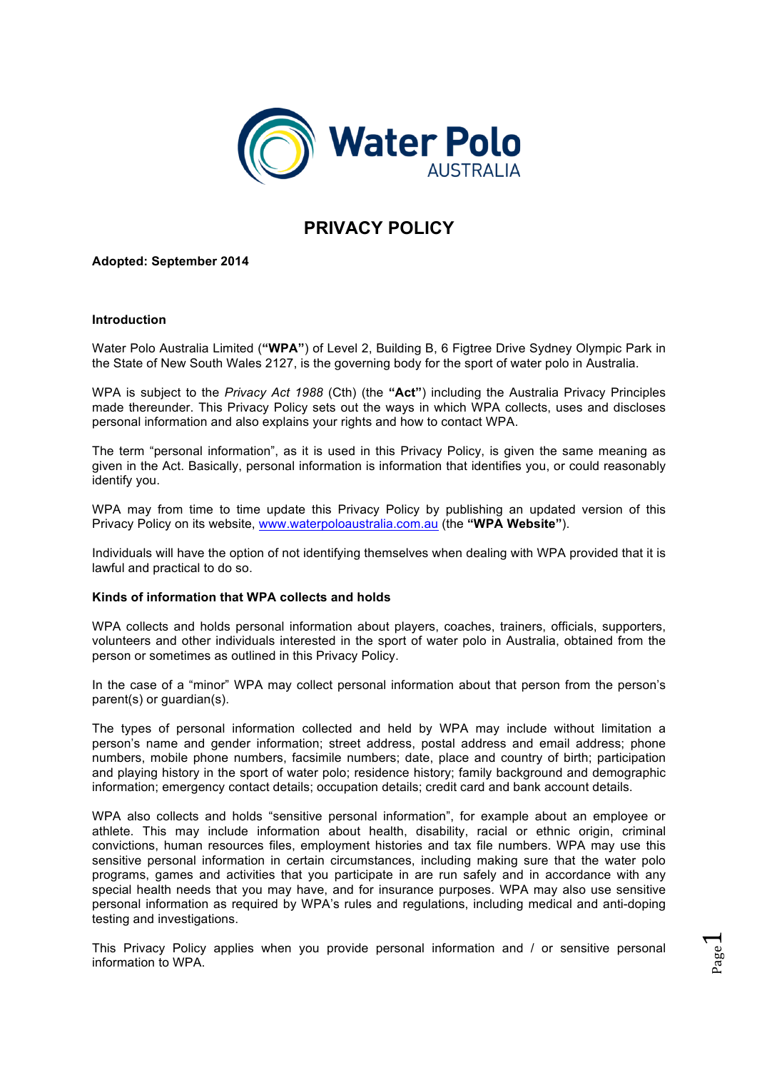# PRIVACY POLICY

**Adopted: September 2014**

## Introduction

Water Polo Australia Limited (**"WPA"**) of Level 2, Building B, 6 Figtree Drive Sydney Olympic Park in the State of New South Wales 2127, is the governing body for the sport of water polo in Australia.

WPA is subject to the *Privacy Act 1988* (Cth) (the **"Act"**) including the Australia Privacy Principles made thereunder. This Privacy Policy sets out the ways in which WPA collects, uses and discloses personal information and also explains your rights and how to contact WPA.

The term "personal information", as it is used in this Privacy Policy, is given the same meaning as given in the Act. Basically, personal information is information that identifies you, or could reasonably identify you.

WPA may from time to time update this Privacy Policy by publishing an updated version of this Privacy Policy on its website, www.waterpoloaustralia.com.au (the **"WPA Website"**).

Individuals will have the option of not identifying themselves when dealing with WPA provided that it is lawful and practical to do so.

## Kinds of information that WPA collects and holds

WPA collects and holds personal information about players, coaches, trainers, officials, supporters, volunteers and other individuals interested in the sport of water polo in Australia, obtained from the person or sometimes as outlined in this Privacy Policy.

In the case of a "minor" WPA may collect personal information about that person from the person's parent(s) or guardian(s).

The types of personal information collected and held by WPA may include without limitation a person's name and gender information; street address, postal address and email address; phone numbers, mobile phone numbers, facsimile numbers; date, place and country of birth; participation and playing history in the sport of water polo; residence history; family background and demographic information; emergency contact details; occupation details; credit card and bank account details.

WPA also collects and holds "sensitive personal information", for example about an employee or athlete. This may include information about health, disability, racial or ethnic origin, criminal convictions, human resources files, employment histories and tax file numbers. WPA may use this sensitive personal information in certain circumstances, including making sure that the water polo programs, games and activities that you participate in are run safely and in accordance with any special health needs that you may have, and for insurance purposes. WPA may also use sensitive personal information as required by WPA's rules and regulations, including medical and anti-doping testing and investigations.

This Privacy Policy applies when you provide personal information and / or sensitive personal information to WPA.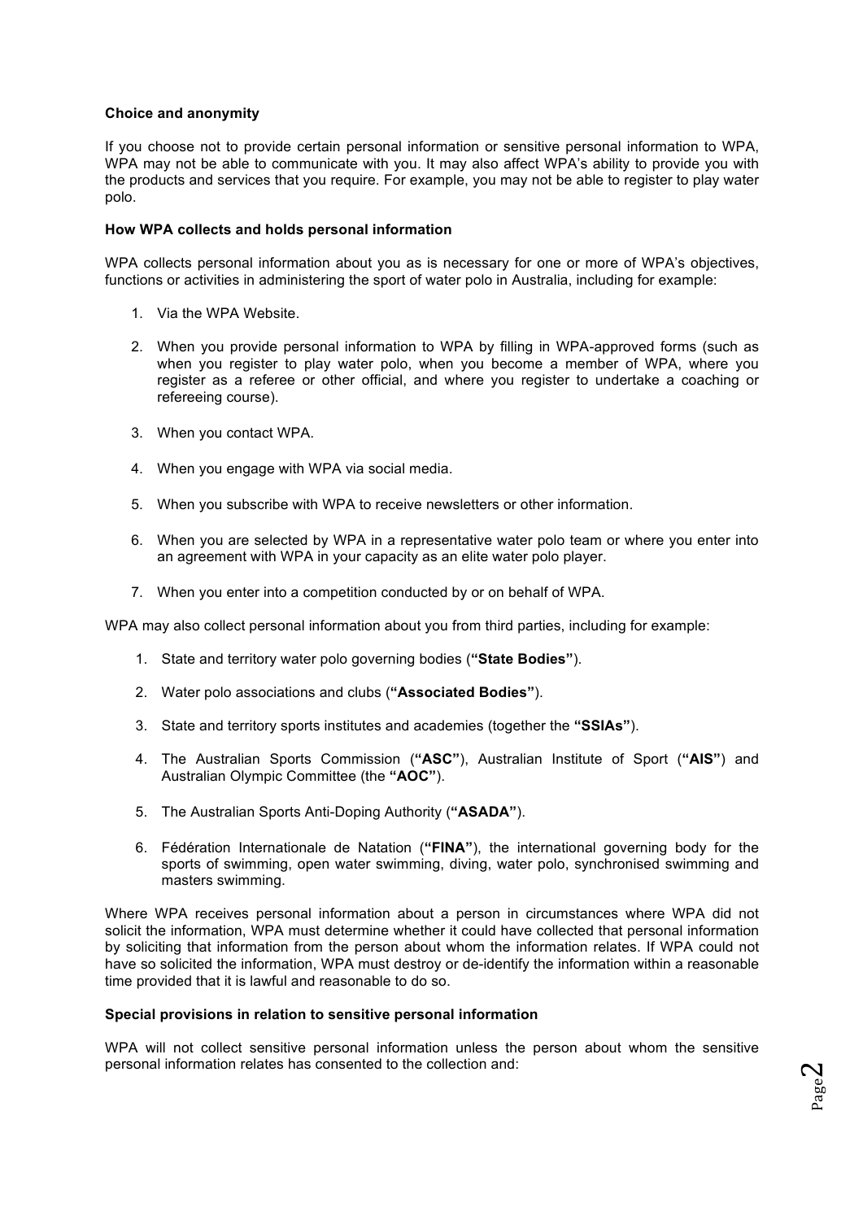**Choice and anonymity**

If you choose not to provide certain personal information or sensitive personal information to WPA, WPA may not be able to communicate with you. It may also affect WPA's ability to provide you with the products and services that you require. For example, you may not be able to register to play water polo.

**How WPA collects and holds personal information**

WPA collects personal information about you as is necessary for one or more of WPA's objectives, functions or activities in administering the sport of water polo in Australia, including for example:

1. Via the WPA Website.
2. When you provide personal information to WPA by filling in WPA-approved forms (such as when you register to play water polo, when you become a member of WPA, where you register as a referee or other official, and where you register to undertake a coaching or refereeing course).
3. When you contact WPA.
4. When you engage with WPA via social media.
5. When you subscribe with WPA to receive newsletters or other information.
6. When you are selected by WPA in a representative water polo team or where you enter into an agreement with WPA in your capacity as an elite water polo player.
7. When you enter into a competition conducted by or on behalf of WPA.

WPA may also collect personal information about you from third parties, including for example:

1. State and territory water polo governing bodies (**"State Bodies"**).
2. Water polo associations and clubs (**"Associated Bodies"**).
3. State and territory sports institutes and academies (together the **"SSIAs"**).
4. The Australian Sports Commission (**"ASC"**), Australian Institute of Sport (**"AIS"**) and Australian Olympic Committee (the **"AOC"**).
5. The Australian Sports Anti-Doping Authority (**"ASADA"**).
6. Fédération Internationale de Natation (**"FINA"**), the international governing body for the sports of swimming, open water swimming, diving, water polo, synchronised swimming and masters swimming.

Where WPA receives personal information about a person in circumstances where WPA did not solicit the information, WPA must determine whether it could have collected that personal information by soliciting that information from the person about whom the information relates. If WPA could not have so solicited the information, WPA must destroy or de-identify the information within a reasonable time provided that it is lawful and reasonable to do so.

**Special provisions in relation to sensitive personal information**

WPA will not collect sensitive personal information unless the person about whom the sensitive personal information relates has consented to the collection and: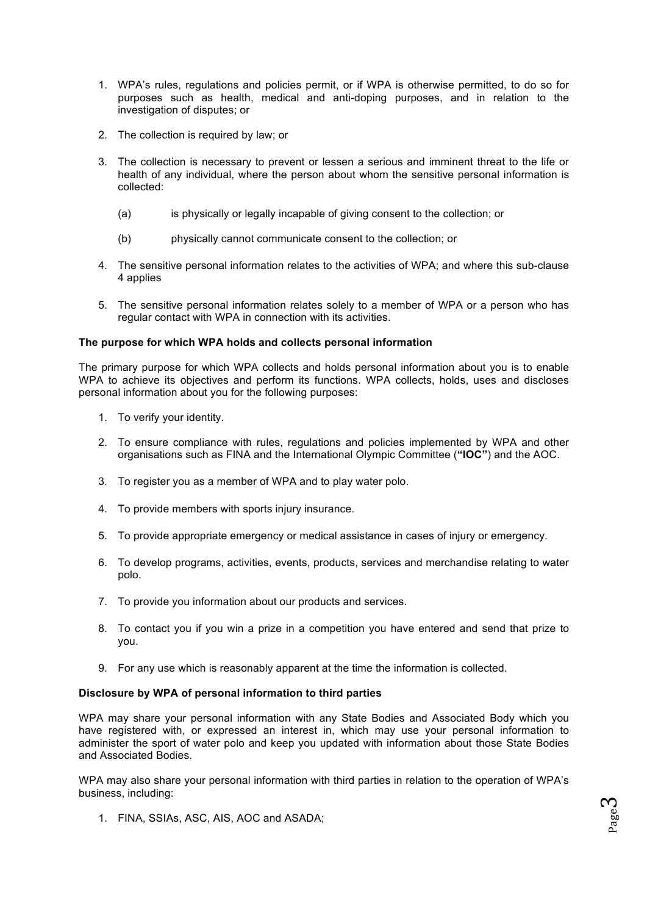1. WPA's rules, regulations and policies permit, or if WPA is otherwise permitted, to do so for purposes such as health, medical and anti-doping purposes, and in relation to the investigation of disputes; or

2. The collection is required by law; or

3. The collection is necessary to prevent or lessen a serious and imminent threat to the life or health of any individual, where the person about whom the sensitive personal information is collected:

   (a) is physically or legally incapable of giving consent to the collection; or

   (b) physically cannot communicate consent to the collection; or

4. The sensitive personal information relates to the activities of WPA; and where this sub-clause 4 applies

5. The sensitive personal information relates solely to a member of WPA or a person who has regular contact with WPA in connection with its activities.

**The purpose for which WPA holds and collects personal information**

The primary purpose for which WPA collects and holds personal information about you is to enable WPA to achieve its objectives and perform its functions. WPA collects, holds, uses and discloses personal information about you for the following purposes:

1. To verify your identity.

2. To ensure compliance with rules, regulations and policies implemented by WPA and other organisations such as FINA and the International Olympic Committee (**"IOC"**) and the AOC.

3. To register you as a member of WPA and to play water polo.

4. To provide members with sports injury insurance.

5. To provide appropriate emergency or medical assistance in cases of injury or emergency.

6. To develop programs, activities, events, products, services and merchandise relating to water polo.

7. To provide you information about our products and services.

8. To contact you if you win a prize in a competition you have entered and send that prize to you.

9. For any use which is reasonably apparent at the time the information is collected.

**Disclosure by WPA of personal information to third parties**

WPA may share your personal information with any State Bodies and Associated Body which you have registered with, or expressed an interest in, which may use your personal information to administer the sport of water polo and keep you updated with information about those State Bodies and Associated Bodies.

WPA may also share your personal information with third parties in relation to the operation of WPA's business, including:

1. FINA, SSIAs, ASC, AIS, AOC and ASADA;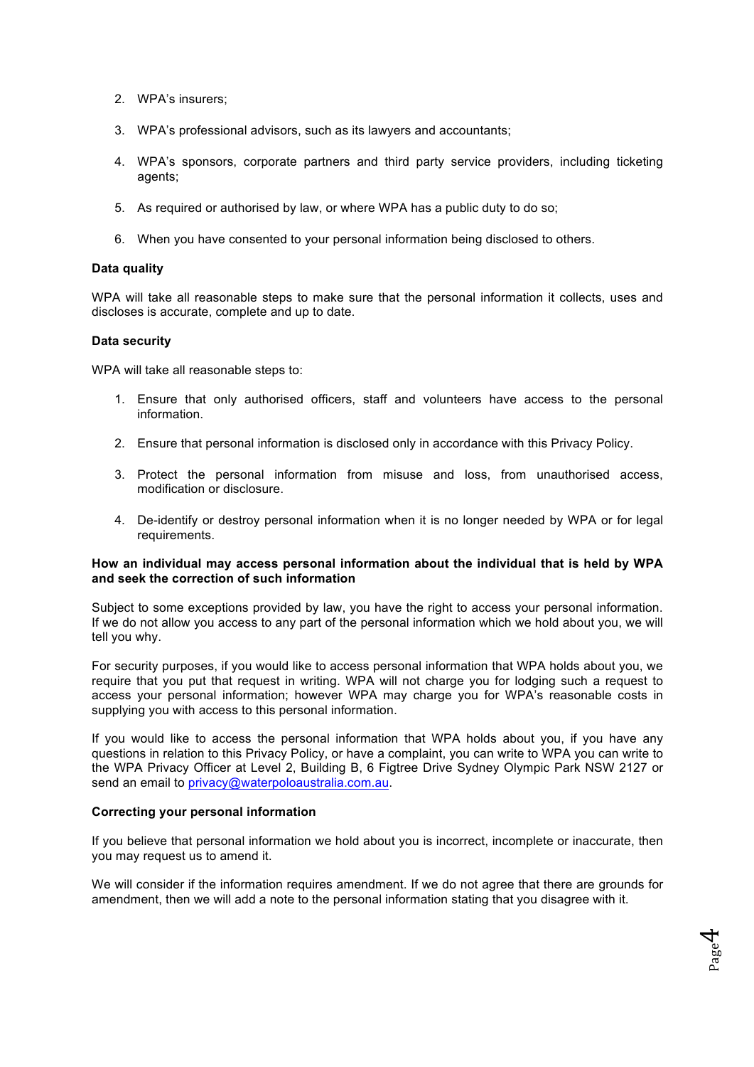2. WPA's insurers;

3. WPA's professional advisors, such as its lawyers and accountants;

4. WPA's sponsors, corporate partners and third party service providers, including ticketing agents;

5. As required or authorised by law, or where WPA has a public duty to do so;

6. When you have consented to your personal information being disclosed to others.

**Data quality**

WPA will take all reasonable steps to make sure that the personal information it collects, uses and discloses is accurate, complete and up to date.

**Data security**

WPA will take all reasonable steps to:

1. Ensure that only authorised officers, staff and volunteers have access to the personal information.

2. Ensure that personal information is disclosed only in accordance with this Privacy Policy.

3. Protect the personal information from misuse and loss, from unauthorised access, modification or disclosure.

4. De-identify or destroy personal information when it is no longer needed by WPA or for legal requirements.

**How an individual may access personal information about the individual that is held by WPA and seek the correction of such information**

Subject to some exceptions provided by law, you have the right to access your personal information. If we do not allow you access to any part of the personal information which we hold about you, we will tell you why.

For security purposes, if you would like to access personal information that WPA holds about you, we require that you put that request in writing. WPA will not charge you for lodging such a request to access your personal information; however WPA may charge you for WPA's reasonable costs in supplying you with access to this personal information.

If you would like to access the personal information that WPA holds about you, if you have any questions in relation to this Privacy Policy, or have a complaint, you can write to WPA you can write to the WPA Privacy Officer at Level 2, Building B, 6 Figtree Drive Sydney Olympic Park NSW 2127 or send an email to privacy@waterpoloaustralia.com.au.

**Correcting your personal information**

If you believe that personal information we hold about you is incorrect, incomplete or inaccurate, then you may request us to amend it.

We will consider if the information requires amendment. If we do not agree that there are grounds for amendment, then we will add a note to the personal information stating that you disagree with it.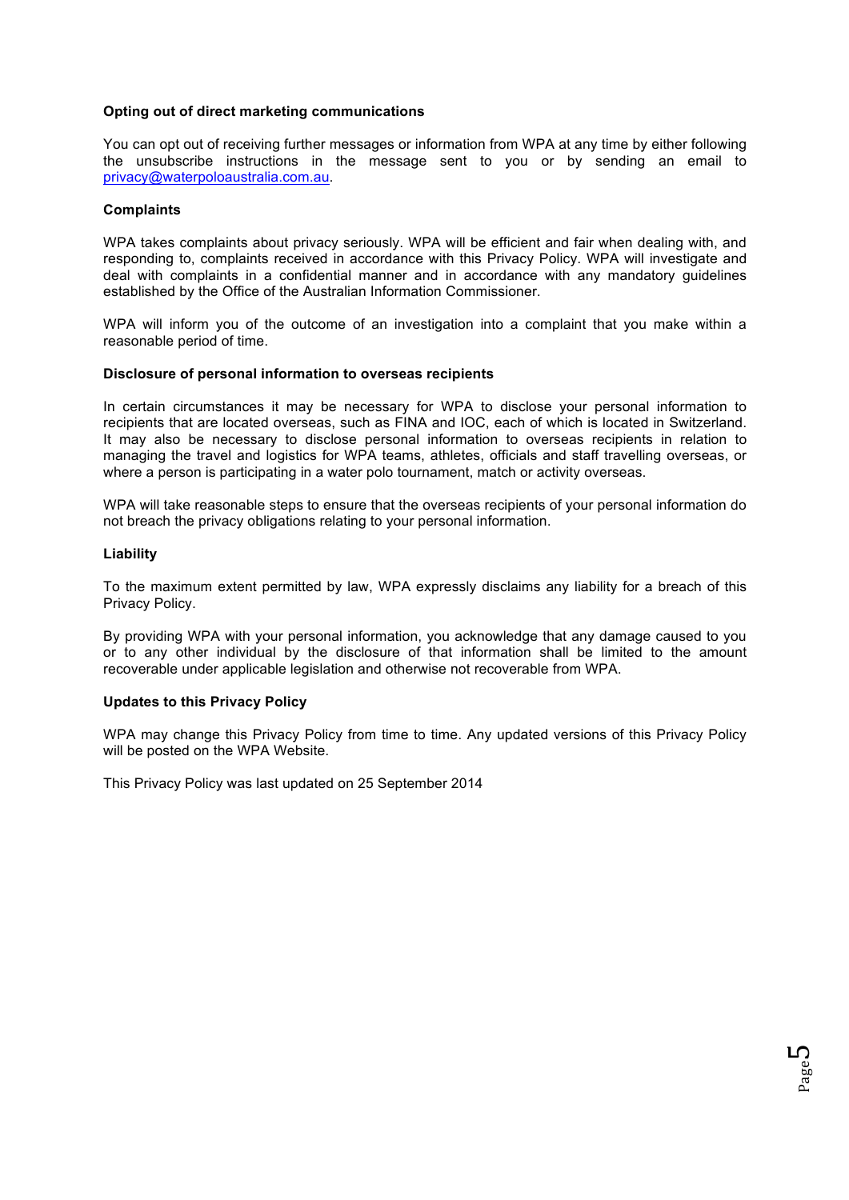**Opting out of direct marketing communications**

You can opt out of receiving further messages or information from WPA at any time by either following the unsubscribe instructions in the message sent to you or by sending an email to privacy@waterpoloaustralia.com.au.

**Complaints**

WPA takes complaints about privacy seriously. WPA will be efficient and fair when dealing with, and responding to, complaints received in accordance with this Privacy Policy. WPA will investigate and deal with complaints in a confidential manner and in accordance with any mandatory guidelines established by the Office of the Australian Information Commissioner.

WPA will inform you of the outcome of an investigation into a complaint that you make within a reasonable period of time.

**Disclosure of personal information to overseas recipients**

In certain circumstances it may be necessary for WPA to disclose your personal information to recipients that are located overseas, such as FINA and IOC, each of which is located in Switzerland. It may also be necessary to disclose personal information to overseas recipients in relation to managing the travel and logistics for WPA teams, athletes, officials and staff travelling overseas, or where a person is participating in a water polo tournament, match or activity overseas.

WPA will take reasonable steps to ensure that the overseas recipients of your personal information do not breach the privacy obligations relating to your personal information.

**Liability**

To the maximum extent permitted by law, WPA expressly disclaims any liability for a breach of this Privacy Policy.

By providing WPA with your personal information, you acknowledge that any damage caused to you or to any other individual by the disclosure of that information shall be limited to the amount recoverable under applicable legislation and otherwise not recoverable from WPA.

**Updates to this Privacy Policy**

WPA may change this Privacy Policy from time to time. Any updated versions of this Privacy Policy will be posted on the WPA Website.

This Privacy Policy was last updated on 25 September 2014